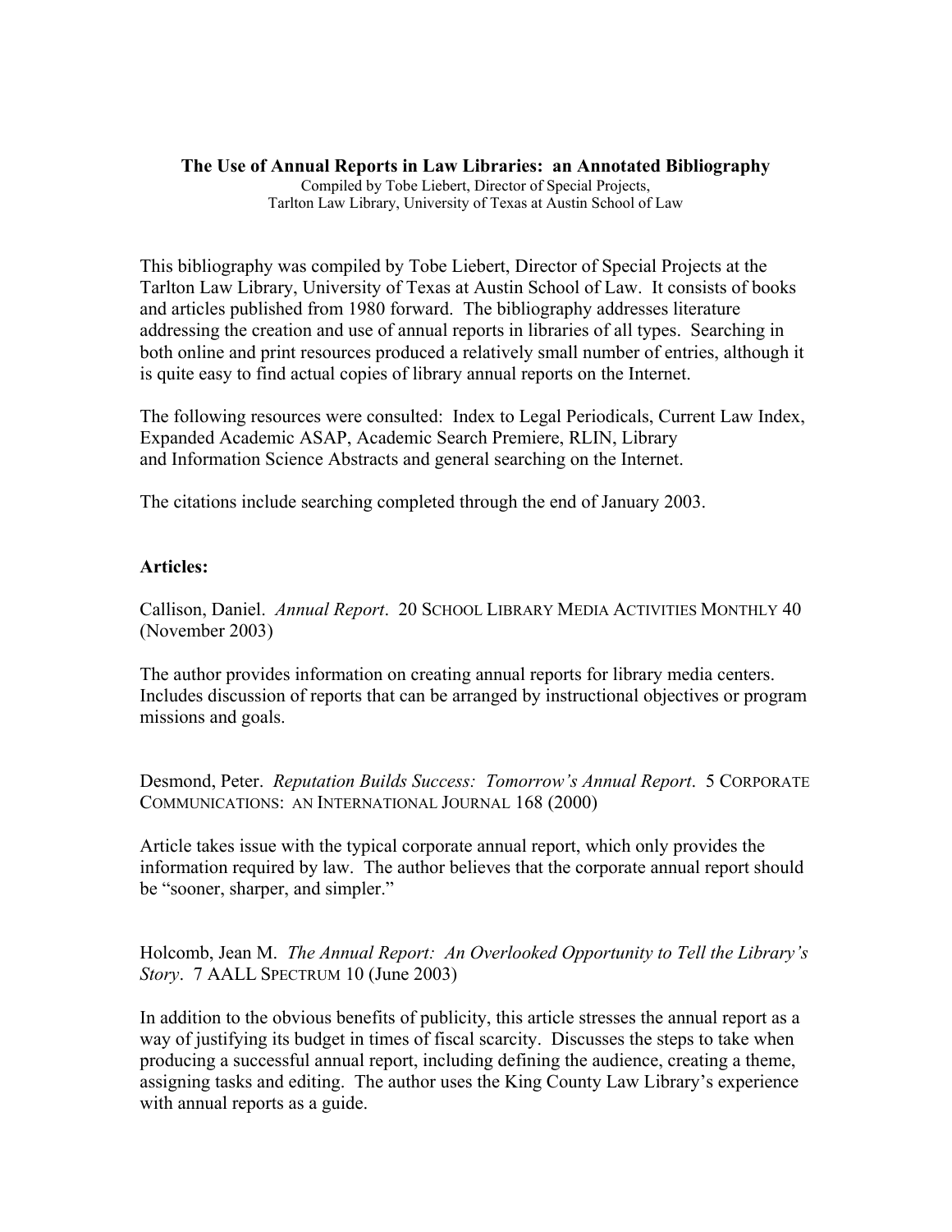# The Use of Annual Reports in Law Libraries: an Annotated Bibliography

Compiled by Tobe Liebert, Director of Special Projects,
Tarlton Law Library, University of Texas at Austin School of Law

This bibliography was compiled by Tobe Liebert, Director of Special Projects at the Tarlton Law Library, University of Texas at Austin School of Law. It consists of books and articles published from 1980 forward. The bibliography addresses literature addressing the creation and use of annual reports in libraries of all types. Searching in both online and print resources produced a relatively small number of entries, although it is quite easy to find actual copies of library annual reports on the Internet.

The following resources were consulted: Index to Legal Periodicals, Current Law Index, Expanded Academic ASAP, Academic Search Premiere, RLIN, Library and Information Science Abstracts and general searching on the Internet.

The citations include searching completed through the end of January 2003.

## Articles:

Callison, Daniel. *Annual Report*. 20 SCHOOL LIBRARY MEDIA ACTIVITIES MONTHLY 40 (November 2003)

The author provides information on creating annual reports for library media centers. Includes discussion of reports that can be arranged by instructional objectives or program missions and goals.

Desmond, Peter. *Reputation Builds Success: Tomorrow's Annual Report*. 5 CORPORATE COMMUNICATIONS: AN INTERNATIONAL JOURNAL 168 (2000)

Article takes issue with the typical corporate annual report, which only provides the information required by law. The author believes that the corporate annual report should be "sooner, sharper, and simpler."

Holcomb, Jean M. *The Annual Report: An Overlooked Opportunity to Tell the Library's Story*. 7 AALL SPECTRUM 10 (June 2003)

In addition to the obvious benefits of publicity, this article stresses the annual report as a way of justifying its budget in times of fiscal scarcity. Discusses the steps to take when producing a successful annual report, including defining the audience, creating a theme, assigning tasks and editing. The author uses the King County Law Library's experience with annual reports as a guide.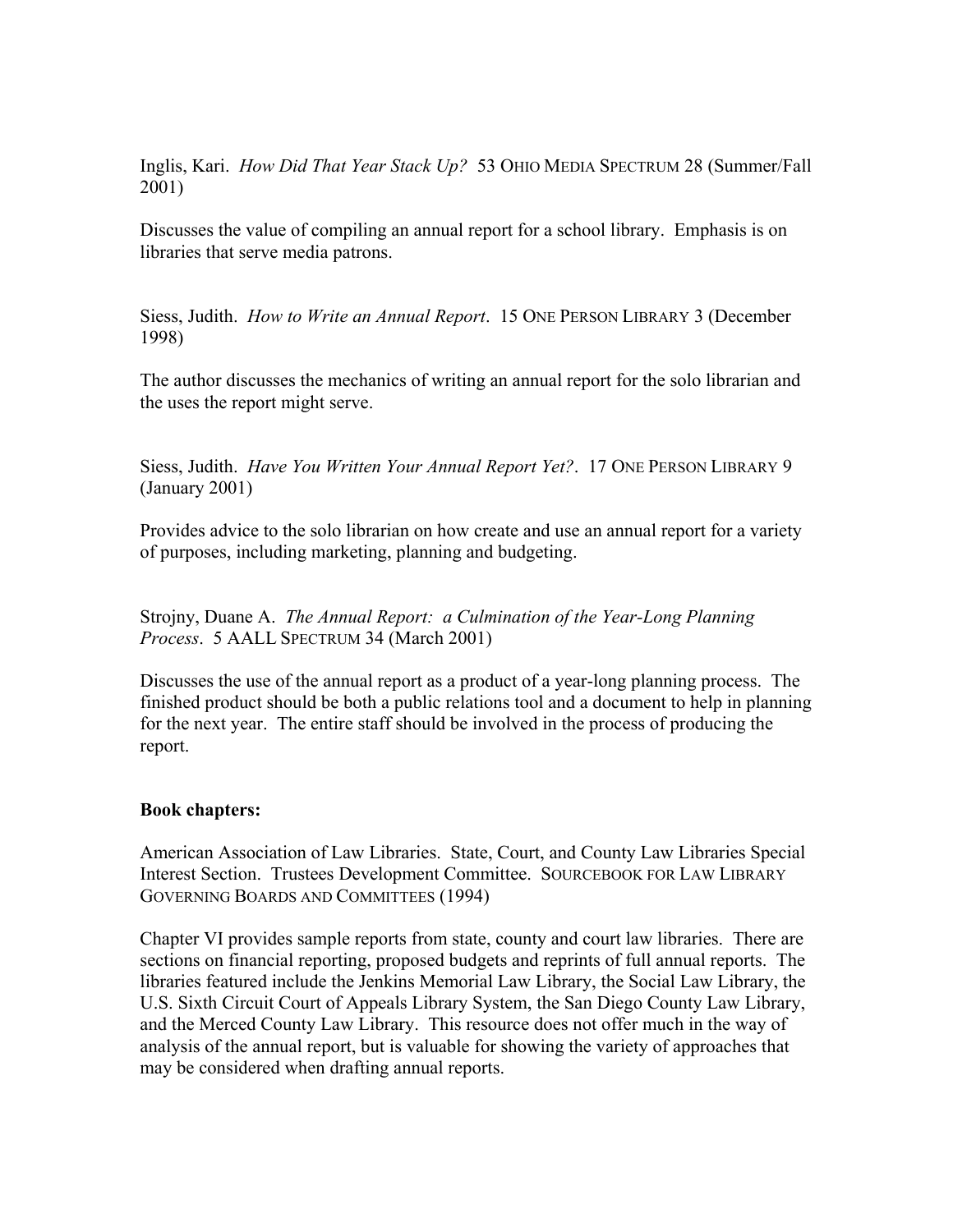Inglis, Kari. *How Did That Year Stack Up?* 53 OHIO MEDIA SPECTRUM 28 (Summer/Fall 2001)

Discusses the value of compiling an annual report for a school library. Emphasis is on libraries that serve media patrons.

Siess, Judith. *How to Write an Annual Report*. 15 ONE PERSON LIBRARY 3 (December 1998)

The author discusses the mechanics of writing an annual report for the solo librarian and the uses the report might serve.

Siess, Judith. *Have You Written Your Annual Report Yet?*. 17 ONE PERSON LIBRARY 9 (January 2001)

Provides advice to the solo librarian on how create and use an annual report for a variety of purposes, including marketing, planning and budgeting.

Strojny, Duane A. *The Annual Report: a Culmination of the Year-Long Planning Process*. 5 AALL SPECTRUM 34 (March 2001)

Discusses the use of the annual report as a product of a year-long planning process. The finished product should be both a public relations tool and a document to help in planning for the next year. The entire staff should be involved in the process of producing the report.

**Book chapters:**

American Association of Law Libraries. State, Court, and County Law Libraries Special Interest Section. Trustees Development Committee. SOURCEBOOK FOR LAW LIBRARY GOVERNING BOARDS AND COMMITTEES (1994)

Chapter VI provides sample reports from state, county and court law libraries. There are sections on financial reporting, proposed budgets and reprints of full annual reports. The libraries featured include the Jenkins Memorial Law Library, the Social Law Library, the U.S. Sixth Circuit Court of Appeals Library System, the San Diego County Law Library, and the Merced County Law Library. This resource does not offer much in the way of analysis of the annual report, but is valuable for showing the variety of approaches that may be considered when drafting annual reports.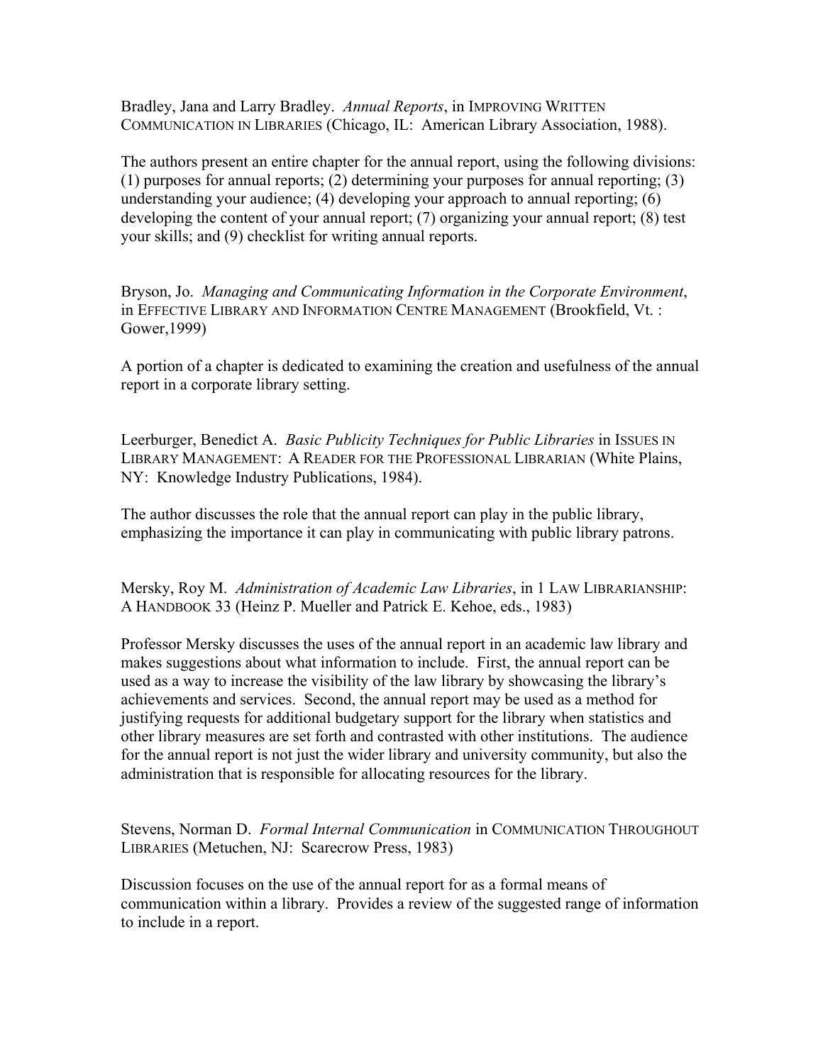Bradley, Jana and Larry Bradley. *Annual Reports*, in IMPROVING WRITTEN COMMUNICATION IN LIBRARIES (Chicago, IL: American Library Association, 1988).

The authors present an entire chapter for the annual report, using the following divisions: (1) purposes for annual reports; (2) determining your purposes for annual reporting; (3) understanding your audience; (4) developing your approach to annual reporting; (6) developing the content of your annual report; (7) organizing your annual report; (8) test your skills; and (9) checklist for writing annual reports.

Bryson, Jo. *Managing and Communicating Information in the Corporate Environment*, in EFFECTIVE LIBRARY AND INFORMATION CENTRE MANAGEMENT (Brookfield, Vt. : Gower,1999)

A portion of a chapter is dedicated to examining the creation and usefulness of the annual report in a corporate library setting.

Leerburger, Benedict A. *Basic Publicity Techniques for Public Libraries* in ISSUES IN LIBRARY MANAGEMENT: A READER FOR THE PROFESSIONAL LIBRARIAN (White Plains, NY: Knowledge Industry Publications, 1984).

The author discusses the role that the annual report can play in the public library, emphasizing the importance it can play in communicating with public library patrons.

Mersky, Roy M. *Administration of Academic Law Libraries*, in 1 LAW LIBRARIANSHIP: A HANDBOOK 33 (Heinz P. Mueller and Patrick E. Kehoe, eds., 1983)

Professor Mersky discusses the uses of the annual report in an academic law library and makes suggestions about what information to include. First, the annual report can be used as a way to increase the visibility of the law library by showcasing the library's achievements and services. Second, the annual report may be used as a method for justifying requests for additional budgetary support for the library when statistics and other library measures are set forth and contrasted with other institutions. The audience for the annual report is not just the wider library and university community, but also the administration that is responsible for allocating resources for the library.

Stevens, Norman D. *Formal Internal Communication* in COMMUNICATION THROUGHOUT LIBRARIES (Metuchen, NJ: Scarecrow Press, 1983)

Discussion focuses on the use of the annual report for as a formal means of communication within a library. Provides a review of the suggested range of information to include in a report.